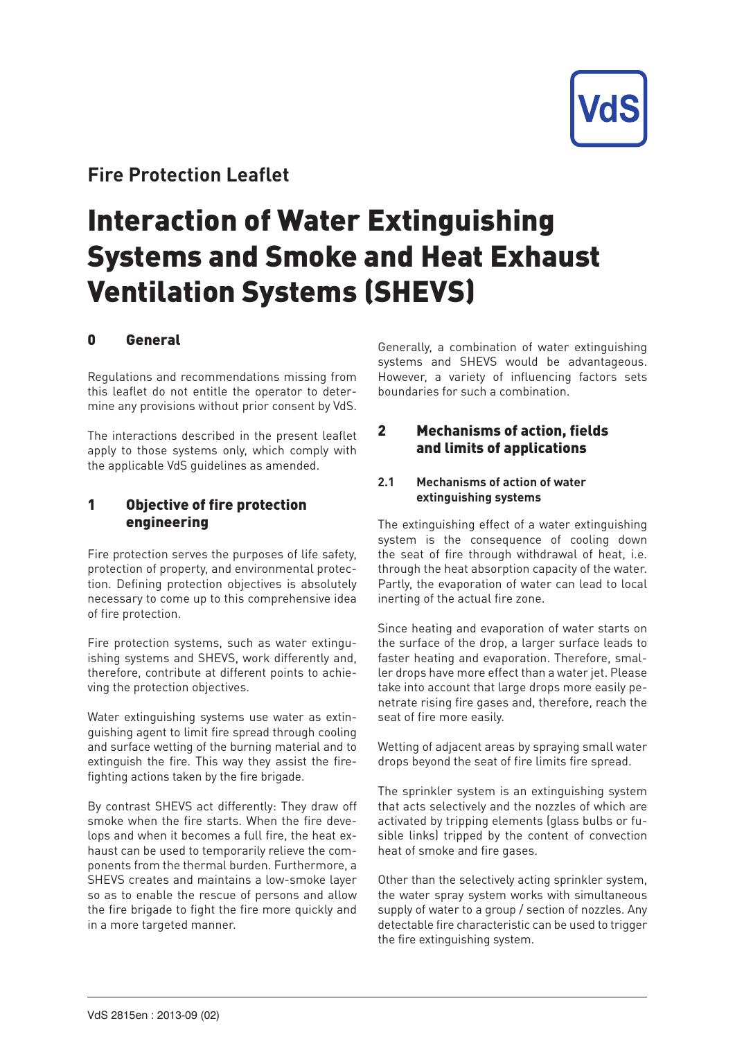Fire Protection Leaflet

# Interaction of Water Extinguishing Systems and Smoke and Heat Exhaust Ventilation Systems (SHEVS)

## 0 General

Regulations and recommendations missing from this leaflet do not entitle the operator to determine any provisions without prior consent by VdS.

The interactions described in the present leaflet apply to those systems only, which comply with the applicable VdS guidelines as amended.

## 1 Objective of fire protection engineering

Fire protection serves the purposes of life safety, protection of property, and environmental protection. Defining protection objectives is absolutely necessary to come up to this comprehensive idea of fire protection.

Fire protection systems, such as water extinguishing systems and SHEVS, work differently and, therefore, contribute at different points to achieving the protection objectives.

Water extinguishing systems use water as extinguishing agent to limit fire spread through cooling and surface wetting of the burning material and to extinguish the fire. This way they assist the fire-fighting actions taken by the fire brigade.

By contrast SHEVS act differently: They draw off smoke when the fire starts. When the fire develops and when it becomes a full fire, the heat exhaust can be used to temporarily relieve the components from the thermal burden. Furthermore, a SHEVS creates and maintains a low-smoke layer so as to enable the rescue of persons and allow the fire brigade to fight the fire more quickly and in a more targeted manner.

Generally, a combination of water extinguishing systems and SHEVS would be advantageous. However, a variety of influencing factors sets boundaries for such a combination.

## 2 Mechanisms of action, fields and limits of applications

### 2.1 Mechanisms of action of water extinguishing systems

The extinguishing effect of a water extinguishing system is the consequence of cooling down the seat of fire through withdrawal of heat, i.e. through the heat absorption capacity of the water. Partly, the evaporation of water can lead to local inerting of the actual fire zone.

Since heating and evaporation of water starts on the surface of the drop, a larger surface leads to faster heating and evaporation. Therefore, smaller drops have more effect than a water jet. Please take into account that large drops more easily penetrate rising fire gases and, therefore, reach the seat of fire more easily.

Wetting of adjacent areas by spraying small water drops beyond the seat of fire limits fire spread.

The sprinkler system is an extinguishing system that acts selectively and the nozzles of which are activated by tripping elements (glass bulbs or fusible links) tripped by the content of convection heat of smoke and fire gases.

Other than the selectively acting sprinkler system, the water spray system works with simultaneous supply of water to a group / section of nozzles. Any detectable fire characteristic can be used to trigger the fire extinguishing system.

VdS 2815en : 2013-09 (02)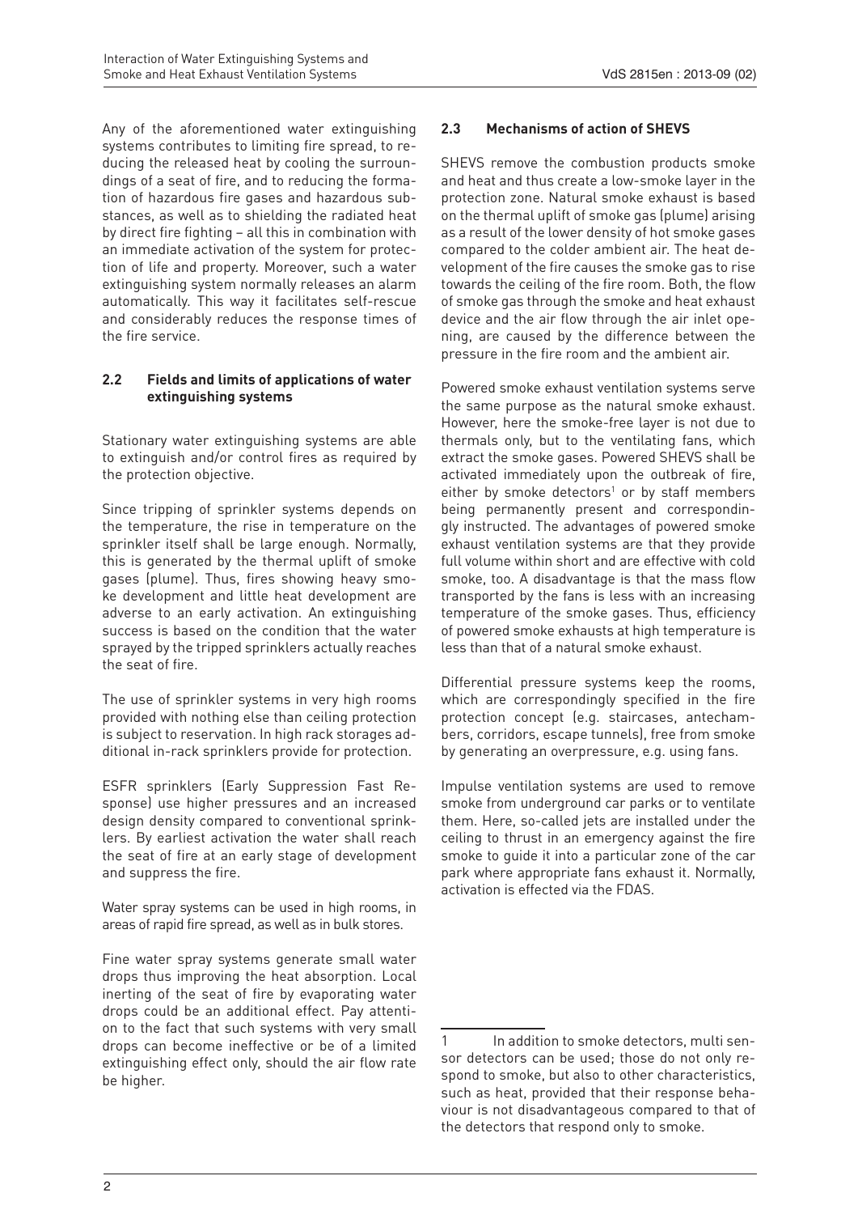Any of the aforementioned water extinguishing systems contributes to limiting fire spread, to reducing the released heat by cooling the surroundings of a seat of fire, and to reducing the formation of hazardous fire gases and hazardous substances, as well as to shielding the radiated heat by direct fire fighting – all this in combination with an immediate activation of the system for protection of life and property. Moreover, such a water extinguishing system normally releases an alarm automatically. This way it facilitates self-rescue and considerably reduces the response times of the fire service.

### 2.2 Fields and limits of applications of water extinguishing systems

Stationary water extinguishing systems are able to extinguish and/or control fires as required by the protection objective.

Since tripping of sprinkler systems depends on the temperature, the rise in temperature on the sprinkler itself shall be large enough. Normally, this is generated by the thermal uplift of smoke gases (plume). Thus, fires showing heavy smoke development and little heat development are adverse to an early activation. An extinguishing success is based on the condition that the water sprayed by the tripped sprinklers actually reaches the seat of fire.

The use of sprinkler systems in very high rooms provided with nothing else than ceiling protection is subject to reservation. In high rack storages additional in-rack sprinklers provide for protection.

ESFR sprinklers (Early Suppression Fast Response) use higher pressures and an increased design density compared to conventional sprinklers. By earliest activation the water shall reach the seat of fire at an early stage of development and suppress the fire.

Water spray systems can be used in high rooms, in areas of rapid fire spread, as well as in bulk stores.

Fine water spray systems generate small water drops thus improving the heat absorption. Local inerting of the seat of fire by evaporating water drops could be an additional effect. Pay attention to the fact that such systems with very small drops can become ineffective or be of a limited extinguishing effect only, should the air flow rate be higher.

### 2.3 Mechanisms of action of SHEVS

SHEVS remove the combustion products smoke and heat and thus create a low-smoke layer in the protection zone. Natural smoke exhaust is based on the thermal uplift of smoke gas (plume) arising as a result of the lower density of hot smoke gases compared to the colder ambient air. The heat development of the fire causes the smoke gas to rise towards the ceiling of the fire room. Both, the flow of smoke gas through the smoke and heat exhaust device and the air flow through the air inlet opening, are caused by the difference between the pressure in the fire room and the ambient air.

Powered smoke exhaust ventilation systems serve the same purpose as the natural smoke exhaust. However, here the smoke-free layer is not due to thermals only, but to the ventilating fans, which extract the smoke gases. Powered SHEVS shall be activated immediately upon the outbreak of fire, either by smoke detectors[1] or by staff members being permanently present and correspondingly instructed. The advantages of powered smoke exhaust ventilation systems are that they provide full volume within short and are effective with cold smoke, too. A disadvantage is that the mass flow transported by the fans is less with an increasing temperature of the smoke gases. Thus, efficiency of powered smoke exhausts at high temperature is less than that of a natural smoke exhaust.

Differential pressure systems keep the rooms, which are correspondingly specified in the fire protection concept (e.g. staircases, antechambers, corridors, escape tunnels), free from smoke by generating an overpressure, e.g. using fans.

Impulse ventilation systems are used to remove smoke from underground car parks or to ventilate them. Here, so-called jets are installed under the ceiling to thrust in an emergency against the fire smoke to guide it into a particular zone of the car park where appropriate fans exhaust it. Normally, activation is effected via the FDAS.

---

1 In addition to smoke detectors, multi sensor detectors can be used; those do not only respond to smoke, but also to other characteristics, such as heat, provided that their response behaviour is not disadvantageous compared to that of the detectors that respond only to smoke.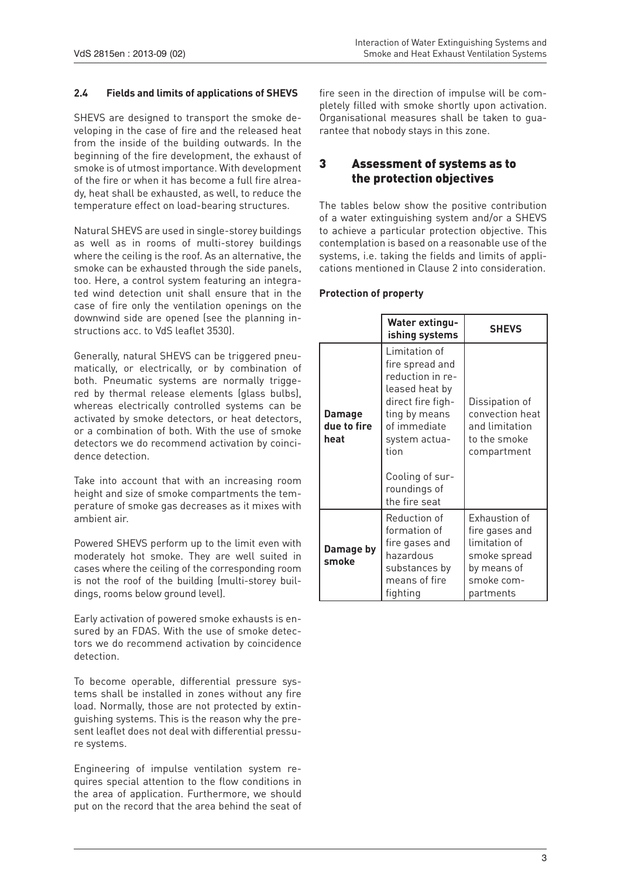### 2.4 Fields and limits of applications of SHEVS

SHEVS are designed to transport the smoke developing in the case of fire and the released heat from the inside of the building outwards. In the beginning of the fire development, the exhaust of smoke is of utmost importance. With development of the fire or when it has become a full fire already, heat shall be exhausted, as well, to reduce the temperature effect on load-bearing structures.

Natural SHEVS are used in single-storey buildings as well as in rooms of multi-storey buildings where the ceiling is the roof. As an alternative, the smoke can be exhausted through the side panels, too. Here, a control system featuring an integrated wind detection unit shall ensure that in the case of fire only the ventilation openings on the downwind side are opened (see the planning instructions acc. to VdS leaflet 3530).

Generally, natural SHEVS can be triggered pneumatically, or electrically, or by combination of both. Pneumatic systems are normally triggered by thermal release elements (glass bulbs), whereas electrically controlled systems can be activated by smoke detectors, or heat detectors, or a combination of both. With the use of smoke detectors we do recommend activation by coincidence detection.

Take into account that with an increasing room height and size of smoke compartments the temperature of smoke gas decreases as it mixes with ambient air.

Powered SHEVS perform up to the limit even with moderately hot smoke. They are well suited in cases where the ceiling of the corresponding room is not the roof of the building (multi-storey buildings, rooms below ground level).

Early activation of powered smoke exhausts is ensured by an FDAS. With the use of smoke detectors we do recommend activation by coincidence detection.

To become operable, differential pressure systems shall be installed in zones without any fire load. Normally, those are not protected by extinguishing systems. This is the reason why the present leaflet does not deal with differential pressure systems.

Engineering of impulse ventilation system requires special attention to the flow conditions in the area of application. Furthermore, we should put on the record that the area behind the seat of fire seen in the direction of impulse will be completely filled with smoke shortly upon activation. Organisational measures shall be taken to guarantee that nobody stays in this zone.

## 3 Assessment of systems as to the protection objectives

The tables below show the positive contribution of a water extinguishing system and/or a SHEVS to achieve a particular protection objective. This contemplation is based on a reasonable use of the systems, i.e. taking the fields and limits of applications mentioned in Clause 2 into consideration.

**Protection of property**

| | **Water extinguishing systems** | **SHEVS** |
|---|---|---|
| **Damage due to fire heat** | Limitation of fire spread and reduction in released heat by direct fire fighting by means of immediate system actuation<br><br>Cooling of surroundings of the fire seat | Dissipation of convection heat and limitation to the smoke compartment |
| **Damage by smoke** | Reduction of formation of fire gases and hazardous substances by means of fire fighting | Exhaustion of fire gases and limitation of smoke spread by means of smoke compartments |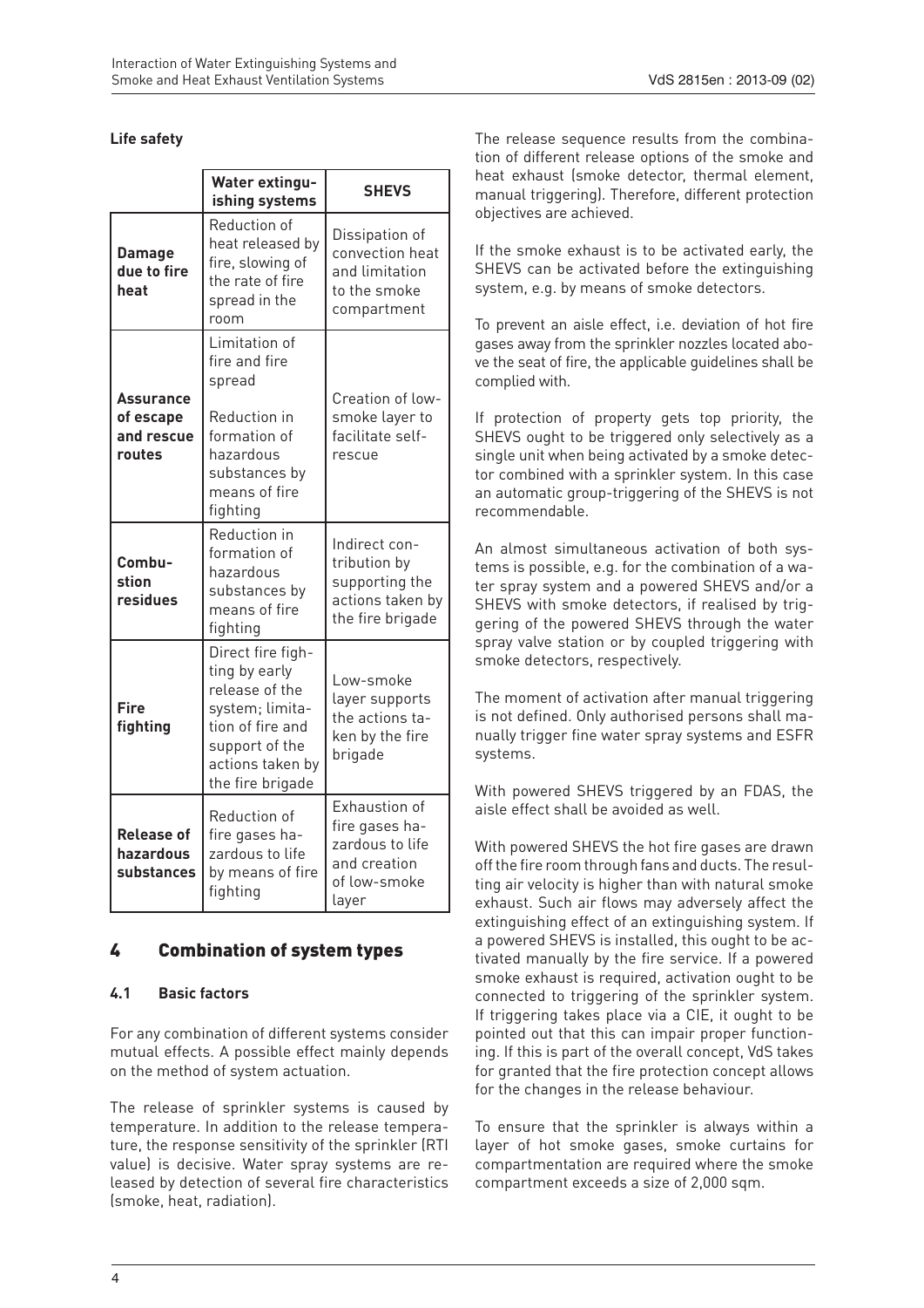**Life safety**

| | Water extinguishing systems | SHEVS |
|---|---|---|
| **Damage due to fire heat** | Reduction of heat released by fire, slowing of the rate of fire spread in the room | Dissipation of convection heat and limitation to the smoke compartment |
| **Assurance of escape and rescue routes** | Limitation of fire and fire spread<br><br>Reduction in formation of hazardous substances by means of fire fighting | Creation of low-smoke layer to facilitate self-rescue |
| **Combustion residues** | Reduction in formation of hazardous substances by means of fire fighting | Indirect contribution by supporting the actions taken by the fire brigade |
| **Fire fighting** | Direct fire fighting by early release of the system; limitation of fire and support of the actions taken by the fire brigade | Low-smoke layer supports the actions taken by the fire brigade |
| **Release of hazardous substances** | Reduction of fire gases hazardous to life by means of fire fighting | Exhaustion of fire gases hazardous to life and creation of low-smoke layer |

## 4 Combination of system types

### 4.1 Basic factors

For any combination of different systems consider mutual effects. A possible effect mainly depends on the method of system actuation.

The release of sprinkler systems is caused by temperature. In addition to the release temperature, the response sensitivity of the sprinkler (RTI value) is decisive. Water spray systems are released by detection of several fire characteristics (smoke, heat, radiation).

The release sequence results from the combination of different release options of the smoke and heat exhaust (smoke detector, thermal element, manual triggering). Therefore, different protection objectives are achieved.

If the smoke exhaust is to be activated early, the SHEVS can be activated before the extinguishing system, e.g. by means of smoke detectors.

To prevent an aisle effect, i.e. deviation of hot fire gases away from the sprinkler nozzles located above the seat of fire, the applicable guidelines shall be complied with.

If protection of property gets top priority, the SHEVS ought to be triggered only selectively as a single unit when being activated by a smoke detector combined with a sprinkler system. In this case an automatic group-triggering of the SHEVS is not recommendable.

An almost simultaneous activation of both systems is possible, e.g. for the combination of a water spray system and a powered SHEVS and/or a SHEVS with smoke detectors, if realised by triggering of the powered SHEVS through the water spray valve station or by coupled triggering with smoke detectors, respectively.

The moment of activation after manual triggering is not defined. Only authorised persons shall manually trigger fine water spray systems and ESFR systems.

With powered SHEVS triggered by an FDAS, the aisle effect shall be avoided as well.

With powered SHEVS the hot fire gases are drawn off the fire room through fans and ducts. The resulting air velocity is higher than with natural smoke exhaust. Such air flows may adversely affect the extinguishing effect of an extinguishing system. If a powered SHEVS is installed, this ought to be activated manually by the fire service. If a powered smoke exhaust is required, activation ought to be connected to triggering of the sprinkler system. If triggering takes place via a CIE, it ought to be pointed out that this can impair proper functioning. If this is part of the overall concept, VdS takes for granted that the fire protection concept allows for the changes in the release behaviour.

To ensure that the sprinkler is always within a layer of hot smoke gases, smoke curtains for compartmentation are required where the smoke compartment exceeds a size of 2,000 sqm.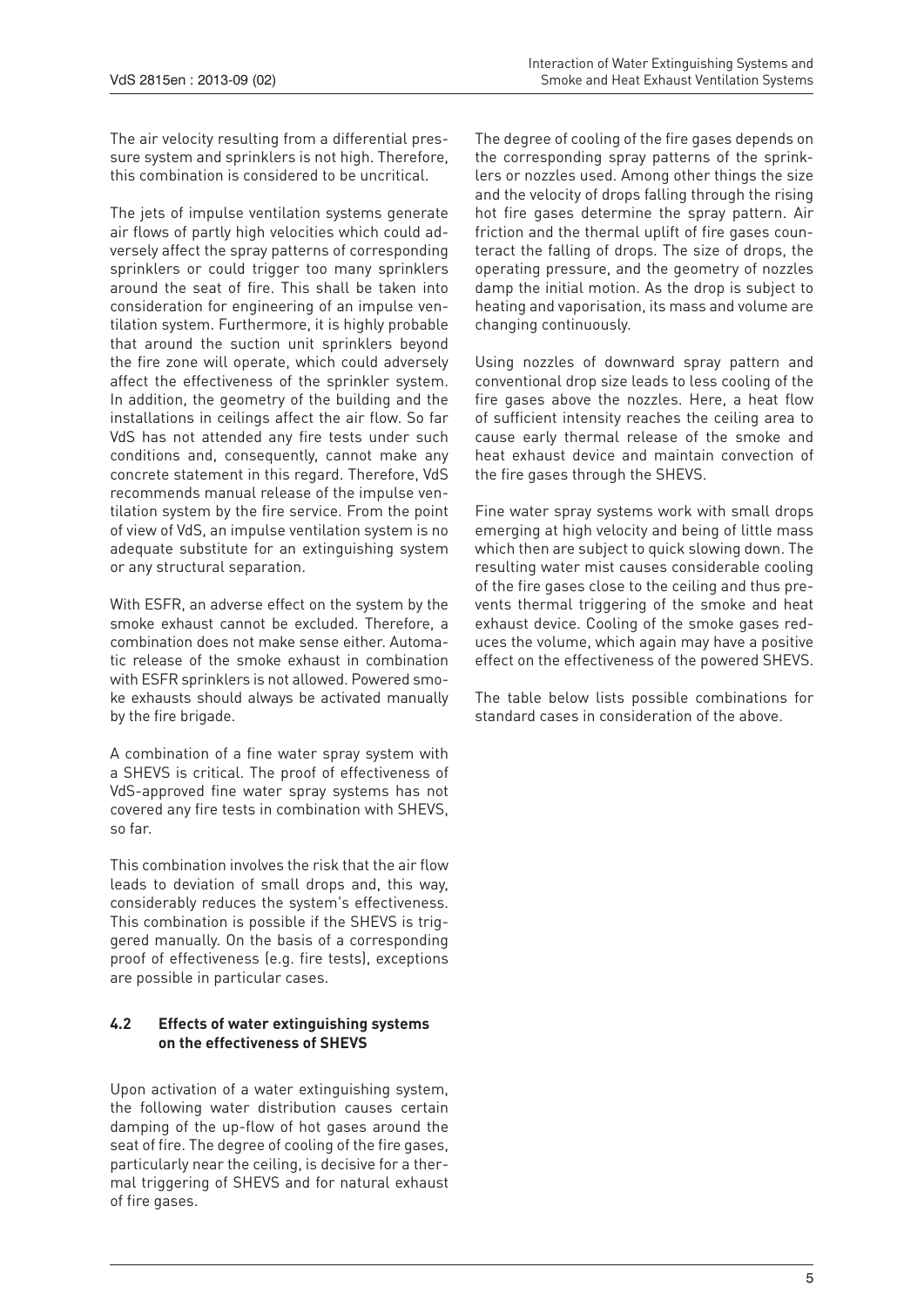The air velocity resulting from a differential pressure system and sprinklers is not high. Therefore, this combination is considered to be uncritical.

The jets of impulse ventilation systems generate air flows of partly high velocities which could adversely affect the spray patterns of corresponding sprinklers or could trigger too many sprinklers around the seat of fire. This shall be taken into consideration for engineering of an impulse ventilation system. Furthermore, it is highly probable that around the suction unit sprinklers beyond the fire zone will operate, which could adversely affect the effectiveness of the sprinkler system. In addition, the geometry of the building and the installations in ceilings affect the air flow. So far VdS has not attended any fire tests under such conditions and, consequently, cannot make any concrete statement in this regard. Therefore, VdS recommends manual release of the impulse ventilation system by the fire service. From the point of view of VdS, an impulse ventilation system is no adequate substitute for an extinguishing system or any structural separation.

With ESFR, an adverse effect on the system by the smoke exhaust cannot be excluded. Therefore, a combination does not make sense either. Automatic release of the smoke exhaust in combination with ESFR sprinklers is not allowed. Powered smoke exhausts should always be activated manually by the fire brigade.

A combination of a fine water spray system with a SHEVS is critical. The proof of effectiveness of VdS-approved fine water spray systems has not covered any fire tests in combination with SHEVS, so far.

This combination involves the risk that the air flow leads to deviation of small drops and, this way, considerably reduces the system's effectiveness. This combination is possible if the SHEVS is triggered manually. On the basis of a corresponding proof of effectiveness (e.g. fire tests), exceptions are possible in particular cases.

### 4.2 Effects of water extinguishing systems on the effectiveness of SHEVS

Upon activation of a water extinguishing system, the following water distribution causes certain damping of the up-flow of hot gases around the seat of fire. The degree of cooling of the fire gases, particularly near the ceiling, is decisive for a thermal triggering of SHEVS and for natural exhaust of fire gases.

The degree of cooling of the fire gases depends on the corresponding spray patterns of the sprinklers or nozzles used. Among other things the size and the velocity of drops falling through the rising hot fire gases determine the spray pattern. Air friction and the thermal uplift of fire gases counteract the falling of drops. The size of drops, the operating pressure, and the geometry of nozzles damp the initial motion. As the drop is subject to heating and vaporisation, its mass and volume are changing continuously.

Using nozzles of downward spray pattern and conventional drop size leads to less cooling of the fire gases above the nozzles. Here, a heat flow of sufficient intensity reaches the ceiling area to cause early thermal release of the smoke and heat exhaust device and maintain convection of the fire gases through the SHEVS.

Fine water spray systems work with small drops emerging at high velocity and being of little mass which then are subject to quick slowing down. The resulting water mist causes considerable cooling of the fire gases close to the ceiling and thus prevents thermal triggering of the smoke and heat exhaust device. Cooling of the smoke gases reduces the volume, which again may have a positive effect on the effectiveness of the powered SHEVS.

The table below lists possible combinations for standard cases in consideration of the above.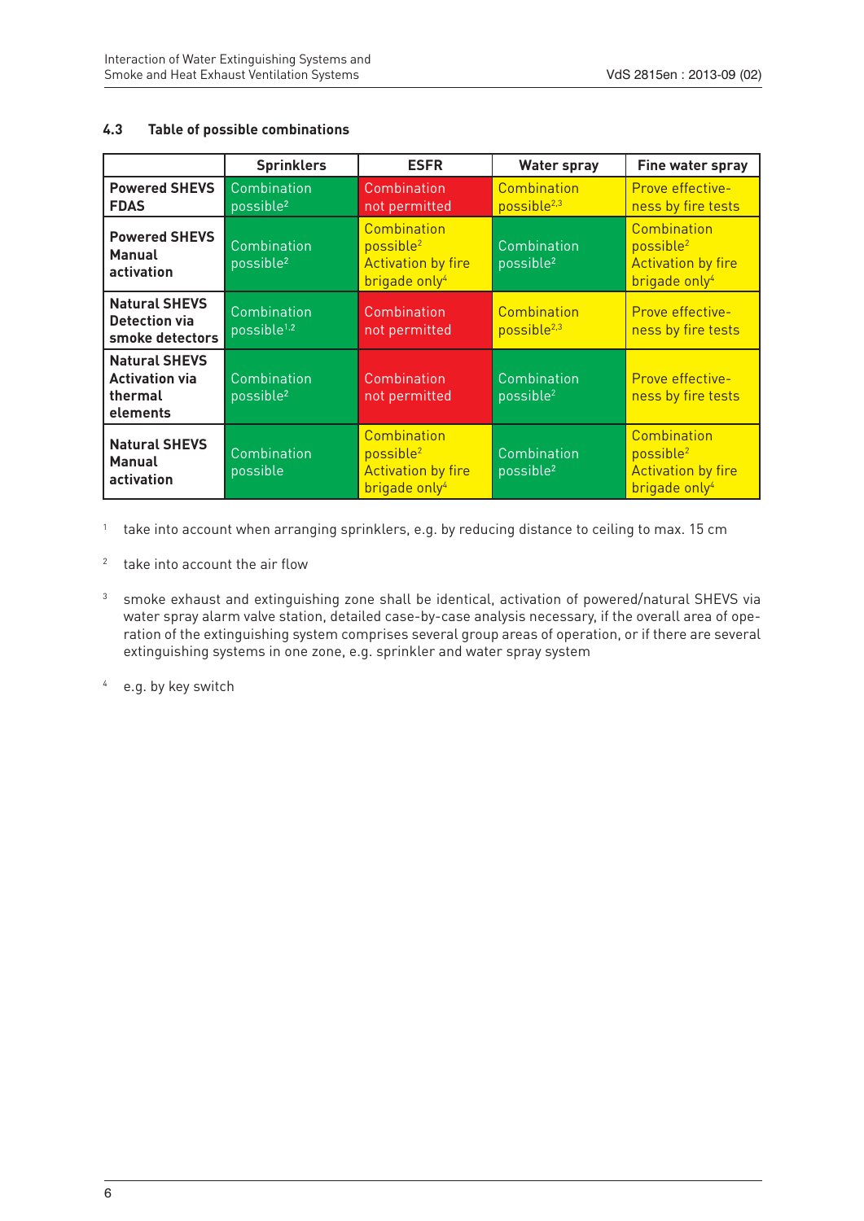### 4.3 Table of possible combinations

| | Sprinklers | ESFR | Water spray | Fine water spray |
|---|---|---|---|---|
| **Powered SHEVS FDAS** | Combination possible[2] | Combination not permitted | Combination possible[2,3] | Prove effectiveness by fire tests |
| **Powered SHEVS Manual activation** | Combination possible[2] | Combination possible[2] Activation by fire brigade only[4] | Combination possible[2] | Combination possible[2] Activation by fire brigade only[4] |
| **Natural SHEVS Detection via smoke detectors** | Combination possible[1,2] | Combination not permitted | Combination possible[2,3] | Prove effectiveness by fire tests |
| **Natural SHEVS Activation via thermal elements** | Combination possible[2] | Combination not permitted | Combination possible[2] | Prove effectiveness by fire tests |
| **Natural SHEVS Manual activation** | Combination possible | Combination possible[2] Activation by fire brigade only[4] | Combination possible[2] | Combination possible[2] Activation by fire brigade only[4] |

[1] take into account when arranging sprinklers, e.g. by reducing distance to ceiling to max. 15 cm

[2] take into account the air flow

[3] smoke exhaust and extinguishing zone shall be identical, activation of powered/natural SHEVS via water spray alarm valve station, detailed case-by-case analysis necessary, if the overall area of operation of the extinguishing system comprises several group areas of operation, or if there are several extinguishing systems in one zone, e.g. sprinkler and water spray system

[4] e.g. by key switch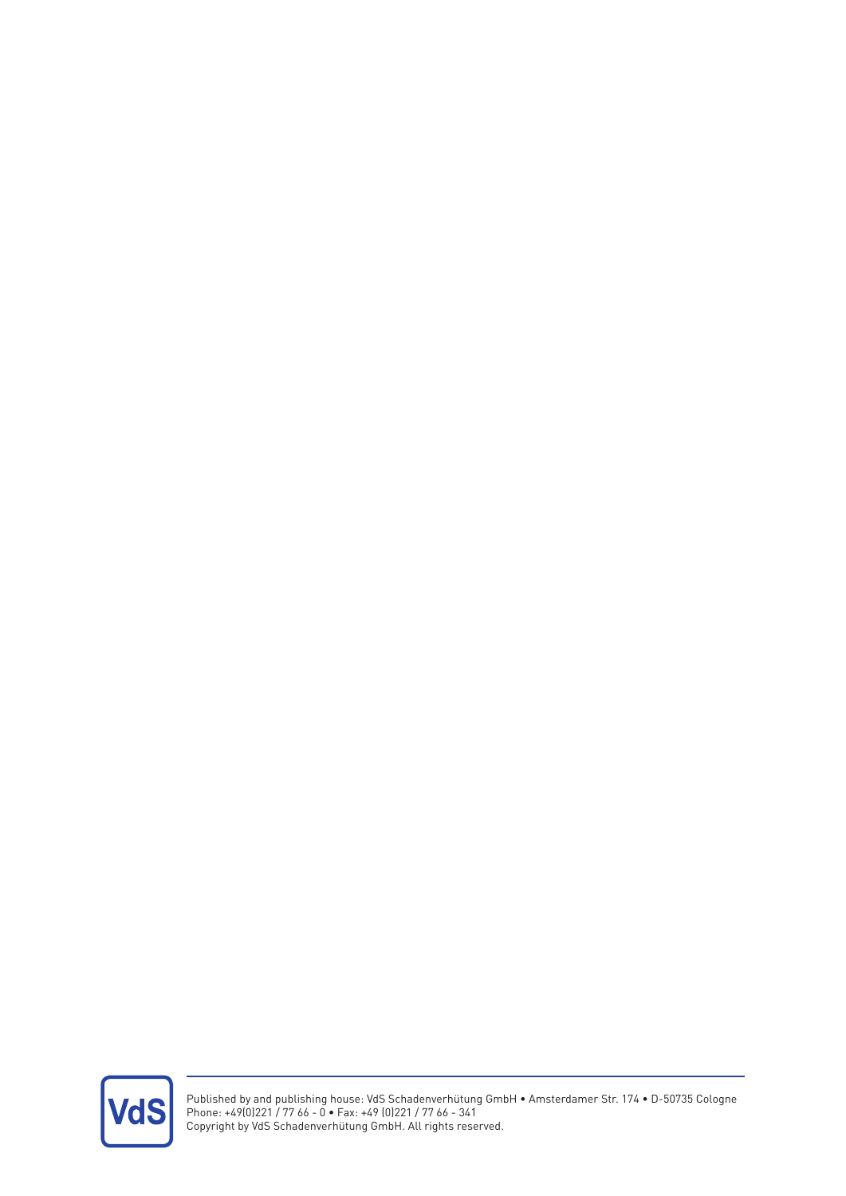VdS

Published by and publishing house: VdS Schadenverhütung GmbH • Amsterdamer Str. 174 • D-50735 Cologne
Phone: +49(0)221 / 77 66 - 0 • Fax: +49 (0)221 / 77 66 - 341
Copyright by VdS Schadenverhütung GmbH. All rights reserved.